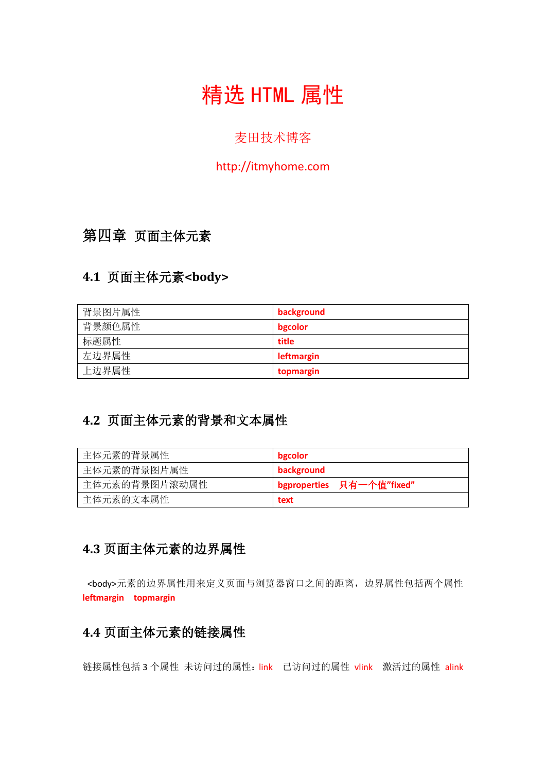# 精选 HTML 属性

麦田技术博客

http://itmyhome.com

## 第四章 页面主体元素

### 4.1 页面主体元素<body>

| 背景图片属性 | **background** |
|---|---|
| 背景颜色属性 | **bgcolor** |
| 标题属性 | **title** |
| 左边界属性 | **leftmargin** |
| 上边界属性 | **topmargin** |

### 4.2 页面主体元素的背景和文本属性

| 主体元素的背景属性 | **bgcolor** |
|---|---|
| 主体元素的背景图片属性 | **background** |
| 主体元素的背景图片滚动属性 | **bgproperties 只有一个值"fixed"** |
| 主体元素的文本属性 | **text** |

### 4.3 页面主体元素的边界属性

<body>元素的边界属性用来定义页面与浏览器窗口之间的距离，边界属性包括两个属性 **leftmargin topmargin**

### 4.4 页面主体元素的链接属性

链接属性包括 3 个属性 未访问过的属性：link 已访问过的属性 vlink 激活过的属性 alink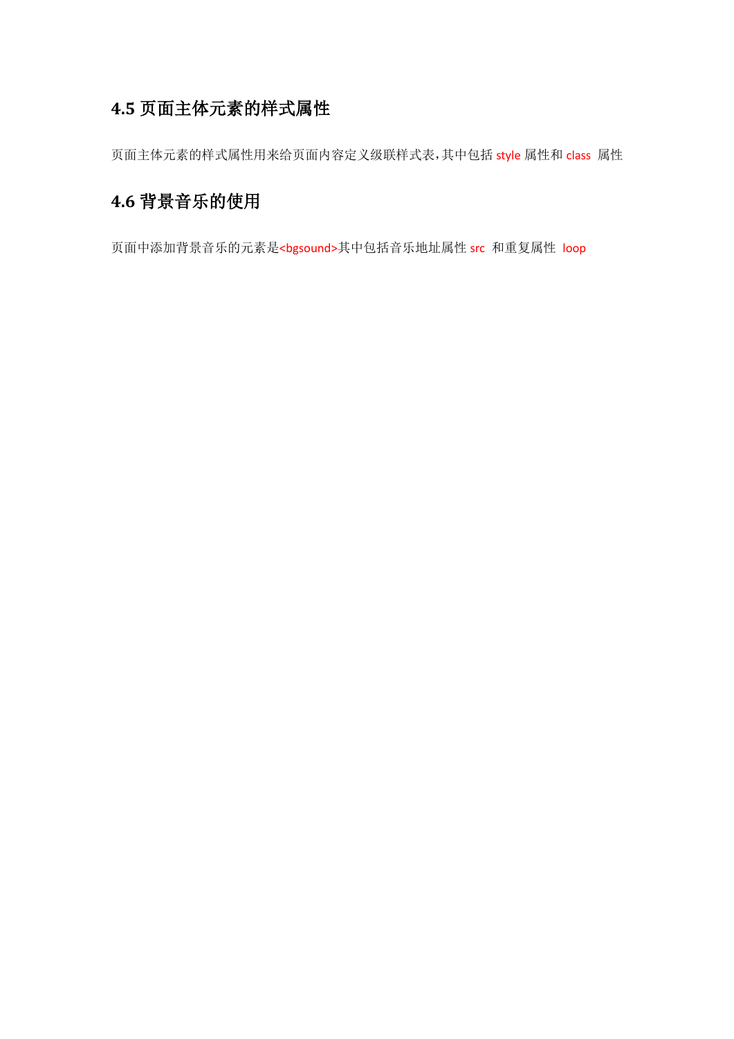## 4.5 页面主体元素的样式属性

页面主体元素的样式属性用来给页面内容定义级联样式表，其中包括 style 属性和 class 属性

## 4.6 背景音乐的使用

页面中添加背景音乐的元素是<bgsound>其中包括音乐地址属性 src 和重复属性 loop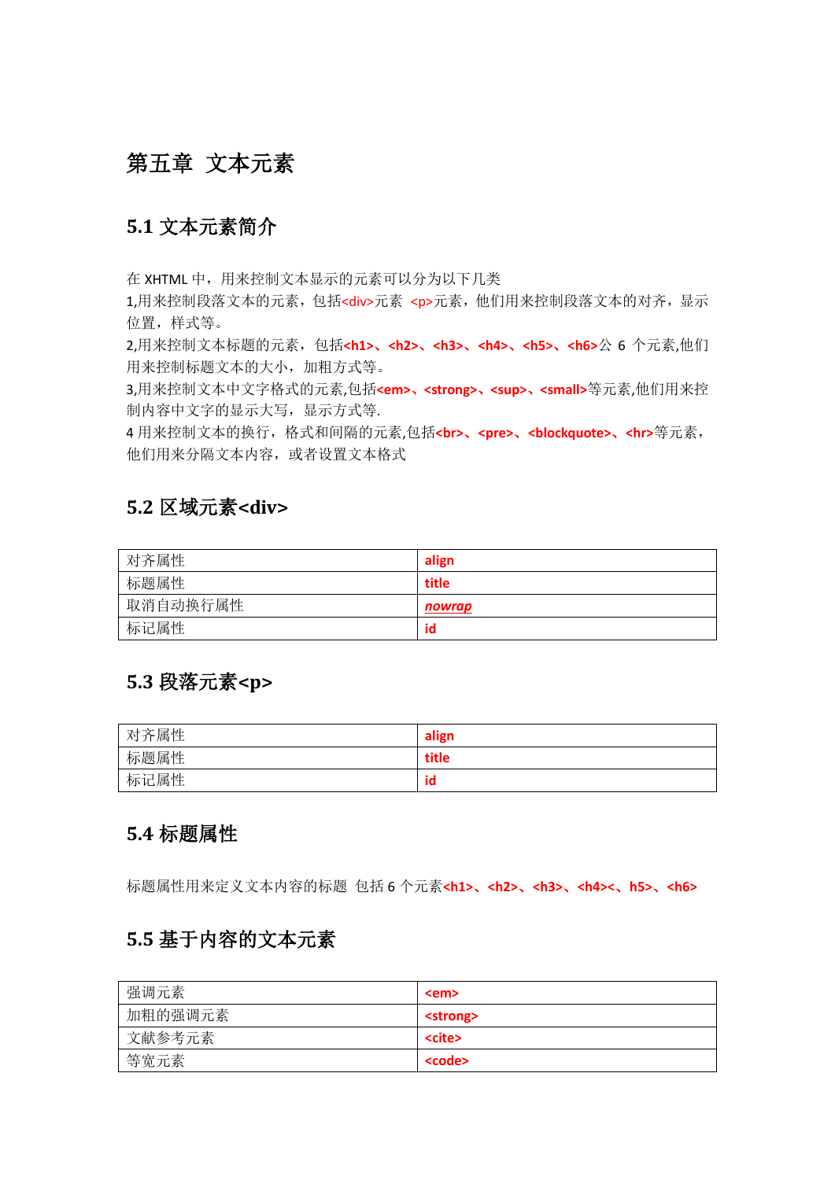# 第五章 文本元素

## 5.1 文本元素简介

在 XHTML 中，用来控制文本显示的元素可以分为以下几类

1,用来控制段落文本的元素，包括<div>元素 <p>元素，他们用来控制段落文本的对齐，显示位置，样式等。

2,用来控制文本标题的元素，包括**<h1>、<h2>、<h3>、<h4>、<h5>、<h6>**公 6 个元素,他们用来控制标题文本的大小，加粗方式等。

3,用来控制文本中文字格式的元素,包括**<em>、<strong>、<sup>、<small>**等元素,他们用来控制内容中文字的显示大写，显示方式等.

4 用来控制文本的换行，格式和间隔的元素,包括**<br>、<pre>、<blockquote>、<hr>**等元素，他们用来分隔文本内容，或者设置文本格式

## 5.2 区域元素<div>

| 对齐属性 | **align** |
|---|---|
| 标题属性 | **title** |
| 取消自动换行属性 | ***nowrap*** |
| 标记属性 | **id** |

## 5.3 段落元素<p>

| 对齐属性 | **align** |
|---|---|
| 标题属性 | **title** |
| 标记属性 | **id** |

## 5.4 标题属性

标题属性用来定义文本内容的标题 包括 6 个元素**<h1>、<h2>、<h3>、<h4><、h5>、<h6>**

## 5.5 基于内容的文本元素

| 强调元素 | **<em>** |
|---|---|
| 加粗的强调元素 | **<strong>** |
| 文献参考元素 | **<cite>** |
| 等宽元素 | **<code>** |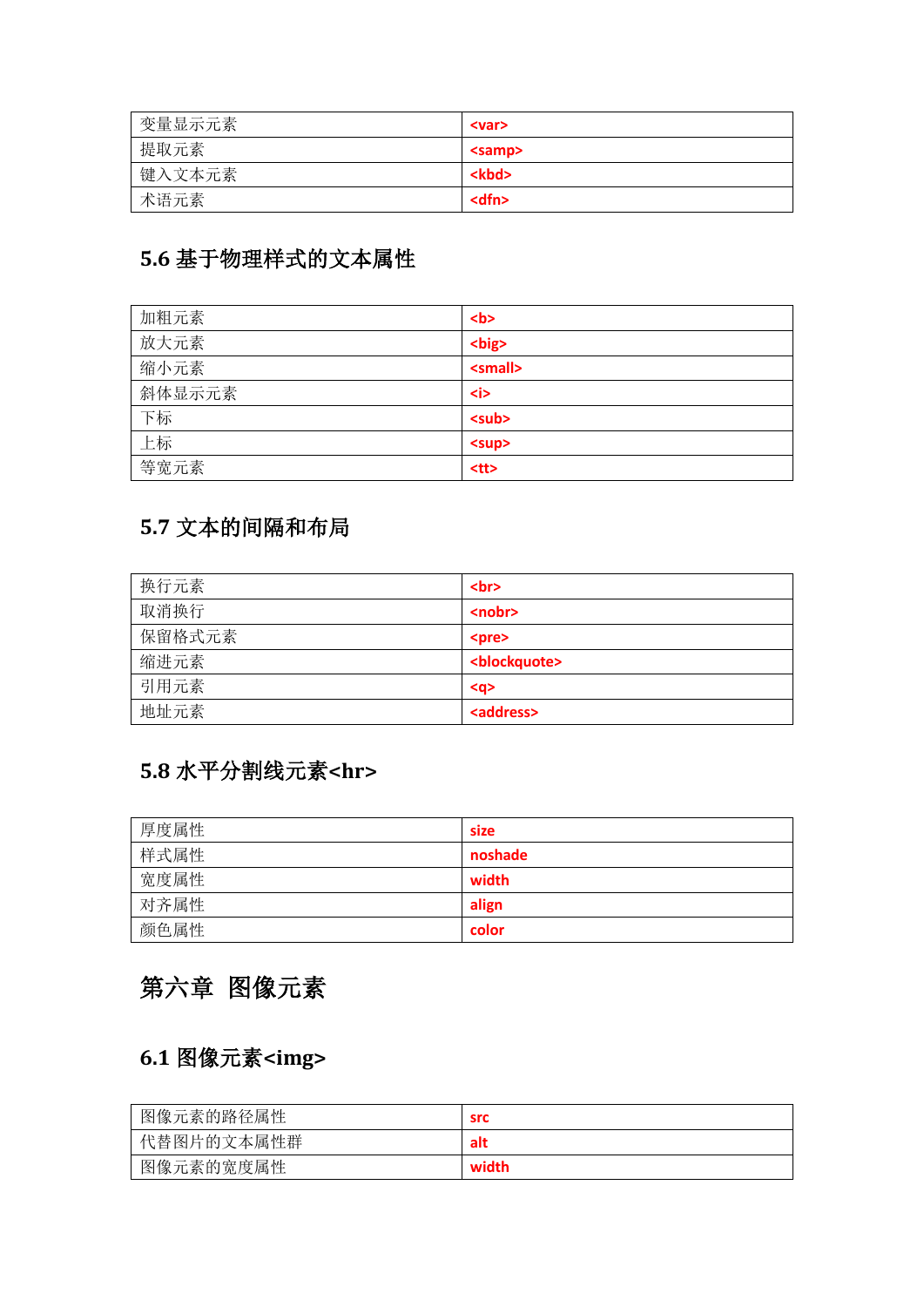| 变量显示元素 | <var> |
|---|---|
| 提取元素 | <samp> |
| 键入文本元素 | <kbd> |
| 术语元素 | <dfn> |

### 5.6 基于物理样式的文本属性

| 加粗元素 | <b> |
|---|---|
| 放大元素 | <big> |
| 缩小元素 | <small> |
| 斜体显示元素 | <i> |
| 下标 | <sub> |
| 上标 | <sup> |
| 等宽元素 | <tt> |

### 5.7 文本的间隔和布局

| 换行元素 | <br> |
|---|---|
| 取消换行 | <nobr> |
| 保留格式元素 | <pre> |
| 缩进元素 | <blockquote> |
| 引用元素 | <q> |
| 地址元素 | <address> |

### 5.8 水平分割线元素<hr>

| 厚度属性 | size |
|---|---|
| 样式属性 | noshade |
| 宽度属性 | width |
| 对齐属性 | align |
| 颜色属性 | color |

## 第六章 图像元素

### 6.1 图像元素<img>

| 图像元素的路径属性 | src |
|---|---|
| 代替图片的文本属性群 | alt |
| 图像元素的宽度属性 | width |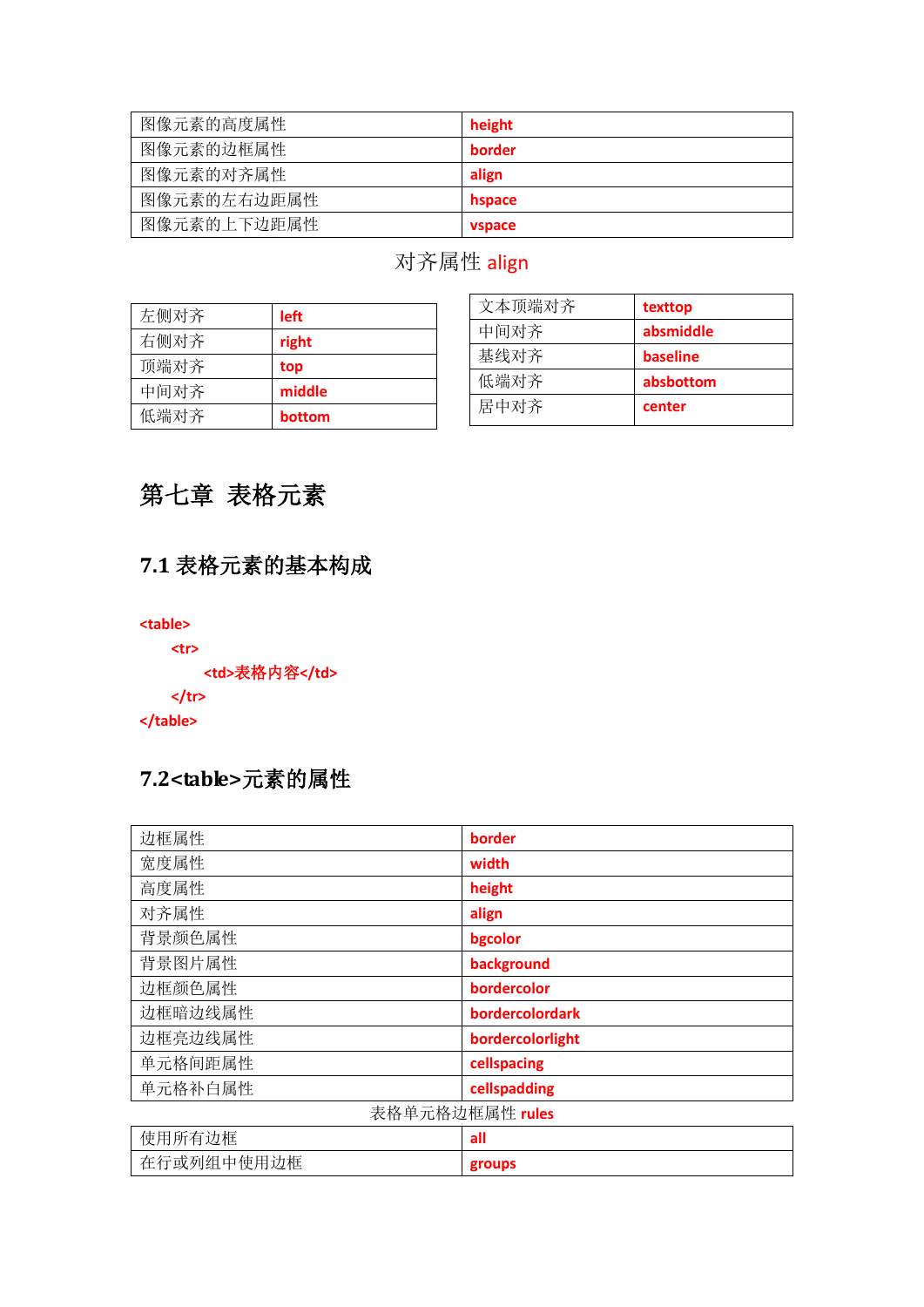| | |
|---|---|
| 图像元素的高度属性 | **height** |
| 图像元素的边框属性 | **border** |
| 图像元素的对齐属性 | **align** |
| 图像元素的左右边距属性 | **hspace** |
| 图像元素的上下边距属性 | **vspace** |

对齐属性 align

| | |
|---|---|
| 左侧对齐 | **left** |
| 右侧对齐 | **right** |
| 顶端对齐 | **top** |
| 中间对齐 | **middle** |
| 低端对齐 | **bottom** |

| | |
|---|---|
| 文本顶端对齐 | **texttop** |
| 中间对齐 | **absmiddle** |
| 基线对齐 | **baseline** |
| 低端对齐 | **absbottom** |
| 居中对齐 | **center** |

# 第七章 表格元素

## 7.1 表格元素的基本构成

```
<table>
    <tr>
        <td>表格内容</td>
    </tr>
</table>
```

## 7.2<table>元素的属性

| | |
|---|---|
| 边框属性 | **border** |
| 宽度属性 | **width** |
| 高度属性 | **height** |
| 对齐属性 | **align** |
| 背景颜色属性 | **bgcolor** |
| 背景图片属性 | **background** |
| 边框颜色属性 | **bordercolor** |
| 边框暗边线属性 | **bordercolordark** |
| 边框亮边线属性 | **bordercolorlight** |
| 单元格间距属性 | **cellspacing** |
| 单元格补白属性 | **cellspadding** |
| 表格单元格边框属性 **rules** | |
| 使用所有边框 | **all** |
| 在行或列组中使用边框 | **groups** |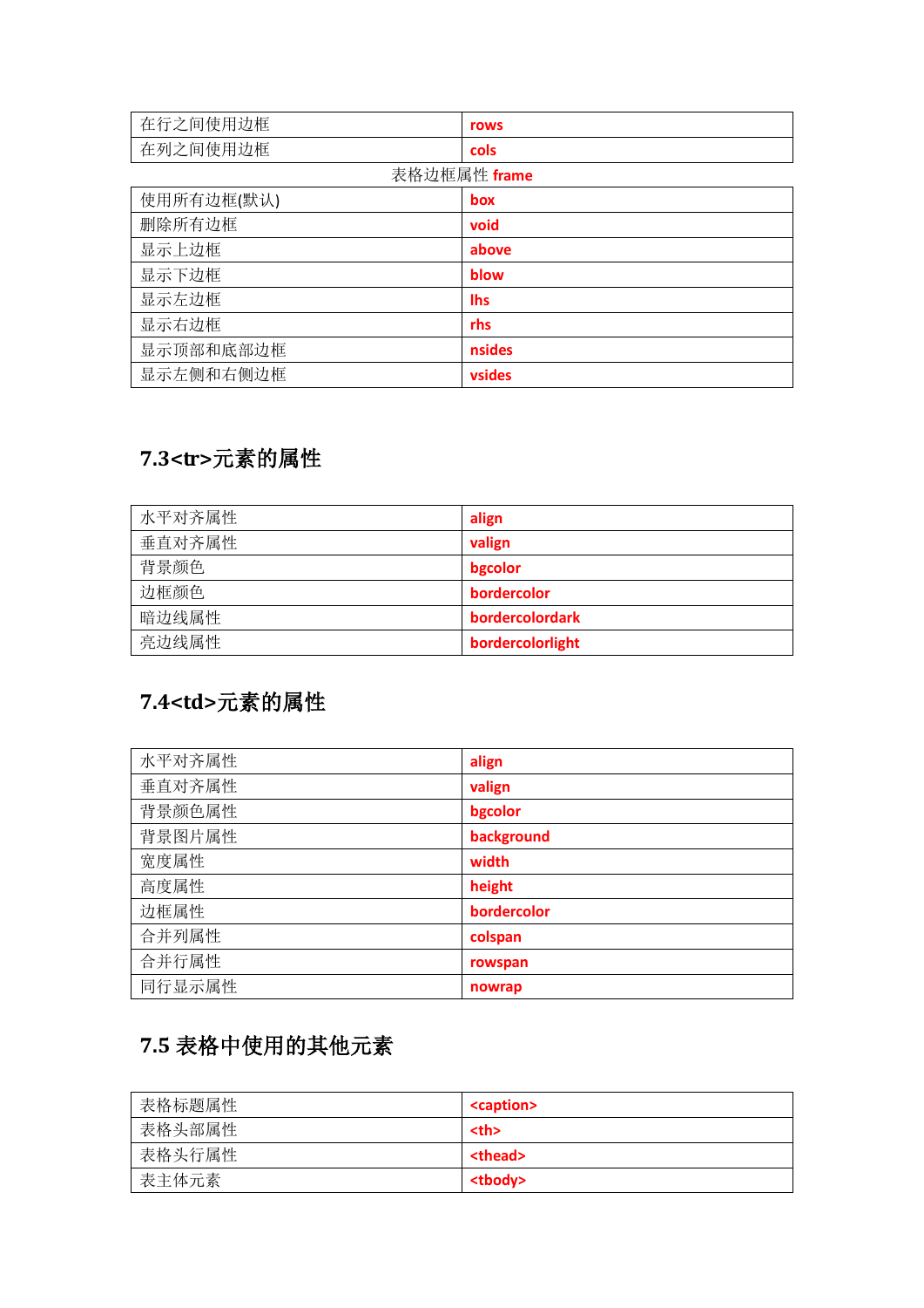| 在行之间使用边框 | rows |
| --- | --- |
| 在列之间使用边框 | cols |
| 表格边框属性 frame | |
| 使用所有边框(默认) | box |
| 删除所有边框 | void |
| 显示上边框 | above |
| 显示下边框 | blow |
| 显示左边框 | lhs |
| 显示右边框 | rhs |
| 显示顶部和底部边框 | nsides |
| 显示左侧和右侧边框 | vsides |

## 7.3<tr>元素的属性

| 水平对齐属性 | align |
| --- | --- |
| 垂直对齐属性 | valign |
| 背景颜色 | bgcolor |
| 边框颜色 | bordercolor |
| 暗边线属性 | bordercolordark |
| 亮边线属性 | bordercolorlight |

## 7.4<td>元素的属性

| 水平对齐属性 | align |
| --- | --- |
| 垂直对齐属性 | valign |
| 背景颜色属性 | bgcolor |
| 背景图片属性 | background |
| 宽度属性 | width |
| 高度属性 | height |
| 边框属性 | bordercolor |
| 合并列属性 | colspan |
| 合并行属性 | rowspan |
| 同行显示属性 | nowrap |

## 7.5 表格中使用的其他元素

| 表格标题属性 | <caption> |
| --- | --- |
| 表格头部属性 | <th> |
| 表格头行属性 | <thead> |
| 表主体元素 | <tbody> |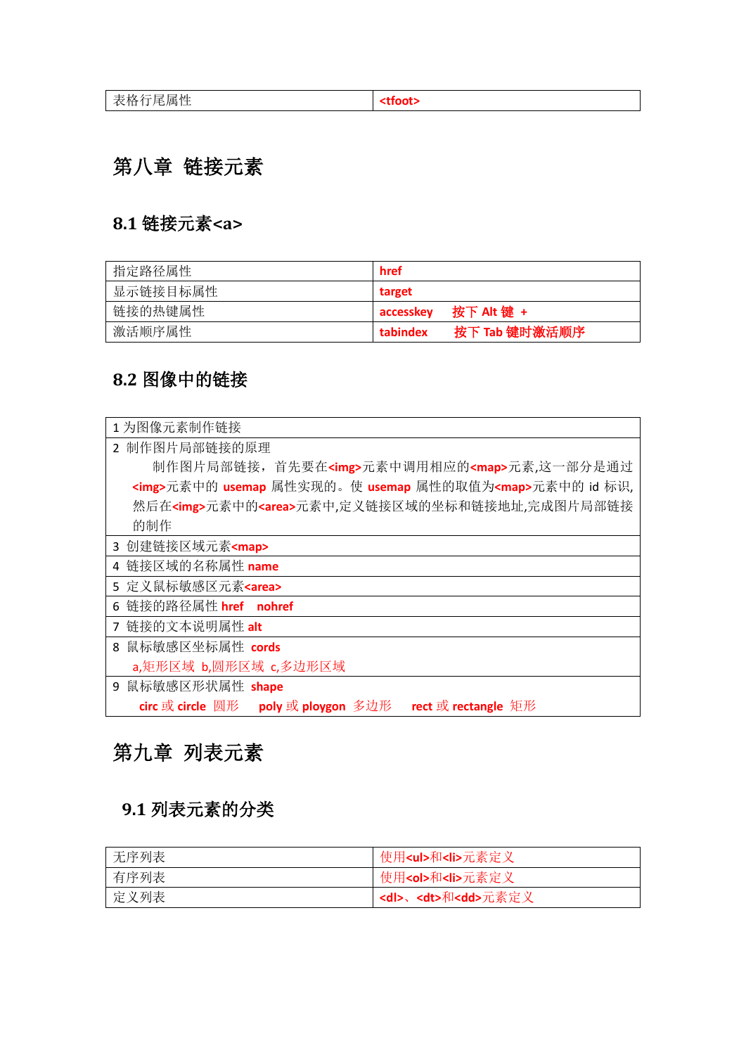| 表格行尾属性 | <tfoot> |
|---|---|

# 第八章 链接元素

## 8.1 链接元素<a>

| 指定路径属性 | href |
|---|---|
| 显示链接目标属性 | target |
| 链接的热键属性 | accesskey　按下 Alt 键 + |
| 激活顺序属性 | tabindex　按下 Tab 键时激活顺序 |

## 8.2 图像中的链接

| 1 为图像元素制作链接 |
|---|
| 2 制作图片局部链接的原理<br>制作图片局部链接，首先要在<img>元素中调用相应的<map>元素,这一部分是通过<img>元素中的 usemap 属性实现的。使 usemap 属性的取值为<map>元素中的 id 标识,然后在<img>元素中的<area>元素中,定义链接区域的坐标和链接地址,完成图片局部链接的制作 |
| 3 创建链接区域元素<map> |
| 4 链接区域的名称属性 name |
| 5 定义鼠标敏感区元素<area> |
| 6 链接的路径属性 href　nohref |
| 7 链接的文本说明属性 alt |
| 8 鼠标敏感区坐标属性 cords<br>a,矩形区域 b,圆形区域 c,多边形区域 |
| 9 鼠标敏感区形状属性 shape<br>circ 或 circle 圆形　poly 或 ploygon 多边形　rect 或 rectangle 矩形 |

# 第九章 列表元素

## 9.1 列表元素的分类

| 无序列表 | 使用<ul>和<li>元素定义 |
|---|---|
| 有序列表 | 使用<ol>和<li>元素定义 |
| 定义列表 | <dl>、<dt>和<dd>元素定义 |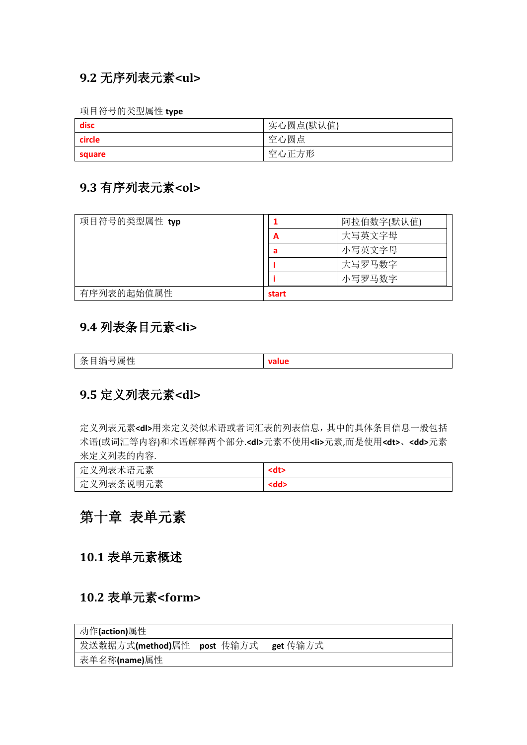## 9.2 无序列表元素<ul>

项目符号的类型属性 **type**

| | |
|---|---|
| **disc** | 实心圆点(默认值) |
| **circle** | 空心圆点 |
| **square** | 空心正方形 |

## 9.3 有序列表元素<ol>

| | | |
|---|---|---|
| 项目符号的类型属性 **typ** | **1** | 阿拉伯数字(默认值) |
| | **A** | 大写英文字母 |
| | **a** | 小写英文字母 |
| | **I** | 大写罗马数字 |
| | **i** | 小写罗马数字 |
| 有序列表的起始值属性 | **start** | |

## 9.4 列表条目元素<li>

| | |
|---|---|
| 条目编号属性 | **value** |

## 9.5 定义列表元素<dl>

定义列表元素**<dl>**用来定义类似术语或者词汇表的列表信息，其中的具体条目信息一般包括术语(或词汇等内容)和术语解释两个部分.**<dl>**元素不使用**<li>**元素,而是使用**<dt>**、**<dd>**元素来定义列表的内容.

| | |
|---|---|
| 定义列表术语元素 | **<dt>** |
| 定义列表条说明元素 | **<dd>** |

# 第十章 表单元素

## 10.1 表单元素概述

## 10.2 表单元素<form>

| |
|---|
| 动作**(action)**属性 |
| 发送数据方式**(method)**属性 **post** 传输方式 **get** 传输方式 |
| 表单名称**(name)**属性 |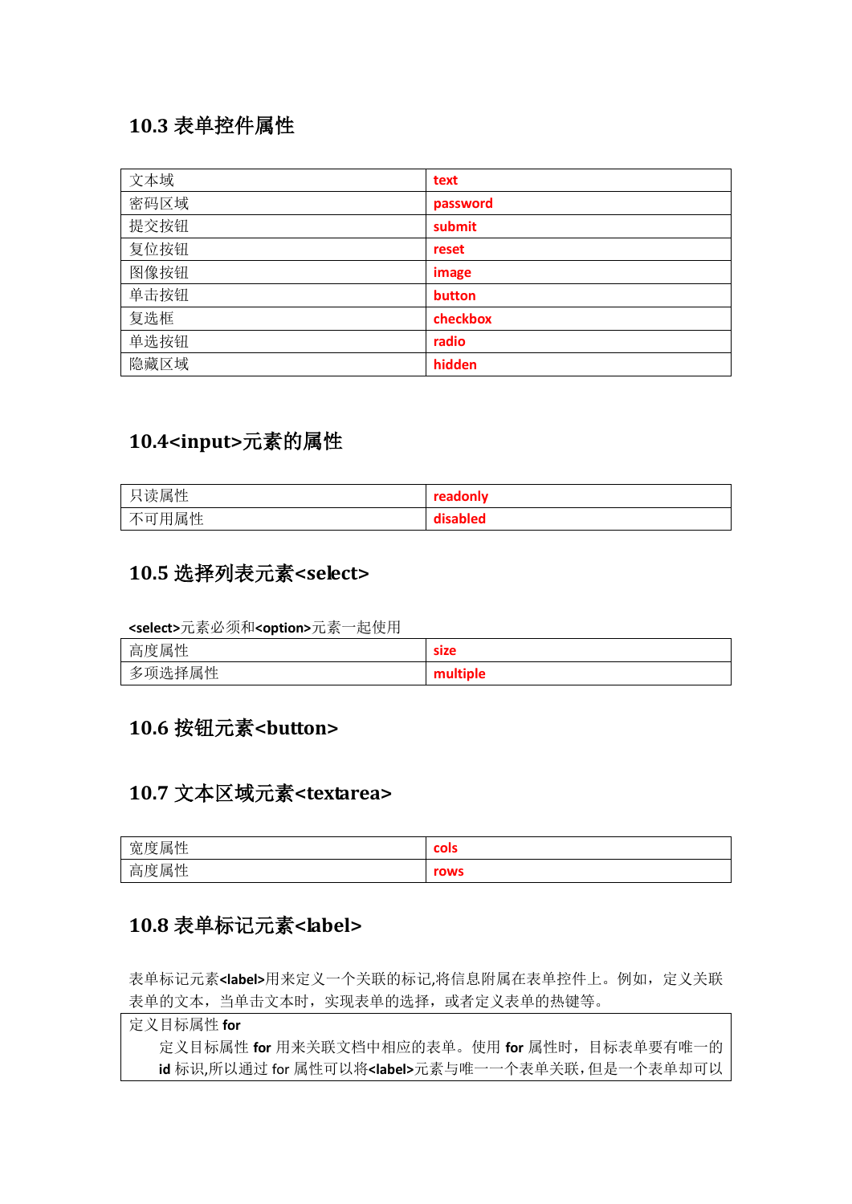## 10.3 表单控件属性

| 文本域 | **text** |
| --- | --- |
| 密码区域 | **password** |
| 提交按钮 | **submit** |
| 复位按钮 | **reset** |
| 图像按钮 | **image** |
| 单击按钮 | **button** |
| 复选框 | **checkbox** |
| 单选按钮 | **radio** |
| 隐藏区域 | **hidden** |

## 10.4<input>元素的属性

| 只读属性 | **readonly** |
| --- | --- |
| 不可用属性 | **disabled** |

## 10.5 选择列表元素<select>

**<select>**元素必须和**<option>**元素一起使用

| 高度属性 | **size** |
| --- | --- |
| 多项选择属性 | **multiple** |

## 10.6 按钮元素<button>

## 10.7 文本区域元素<textarea>

| 宽度属性 | **cols** |
| --- | --- |
| 高度属性 | **rows** |

## 10.8 表单标记元素<label>

表单标记元素**<label>**用来定义一个关联的标记,将信息附属在表单控件上。例如，定义关联表单的文本，当单击文本时，实现表单的选择，或者定义表单的热键等。

| 定义目标属性 **for**<br>定义目标属性 **for** 用来关联文档中相应的表单。使用 **for** 属性时，目标表单要有唯一的 **id** 标识,所以通过 for 属性可以将**<label>**元素与唯一一个表单关联,但是一个表单却可以 |
| --- |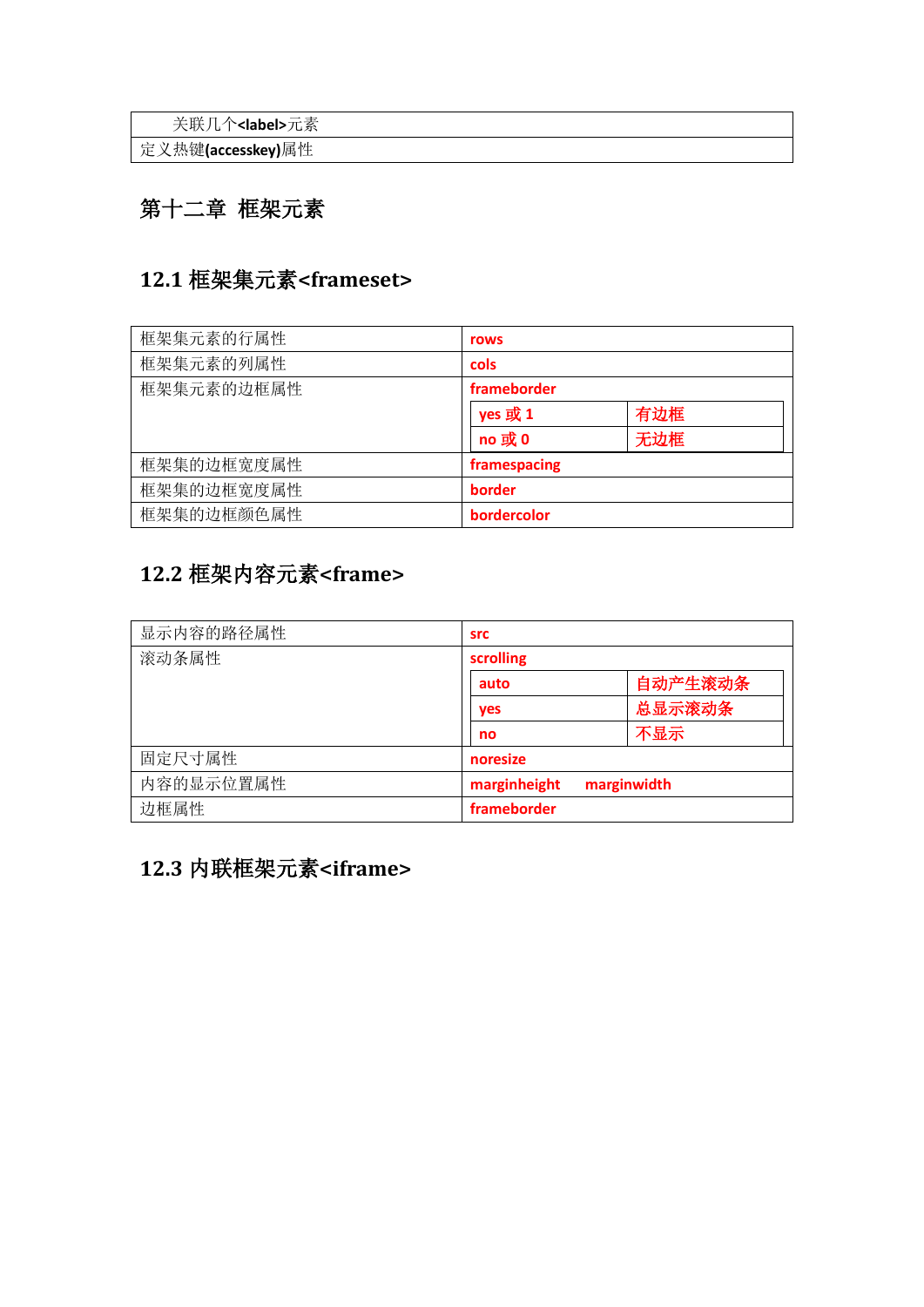| 关联几个<label>元素 |
| --- |
| 定义热键(accesskey)属性 |

# 第十二章 框架元素

## 12.1 框架集元素<frameset>

| 框架集元素的行属性 | rows | |
| --- | --- | --- |
| 框架集元素的列属性 | cols | |
| 框架集元素的边框属性 | frameborder | |
| | yes 或 1 | 有边框 |
| | no 或 0 | 无边框 |
| 框架集的边框宽度属性 | framespacing | |
| 框架集的边框宽度属性 | border | |
| 框架集的边框颜色属性 | bordercolor | |

## 12.2 框架内容元素<frame>

| 显示内容的路径属性 | src | |
| --- | --- | --- |
| 滚动条属性 | scrolling | |
| | auto | 自动产生滚动条 |
| | yes | 总显示滚动条 |
| | no | 不显示 |
| 固定尺寸属性 | noresize | |
| 内容的显示位置属性 | marginheight marginwidth | |
| 边框属性 | frameborder | |

## 12.3 内联框架元素<iframe>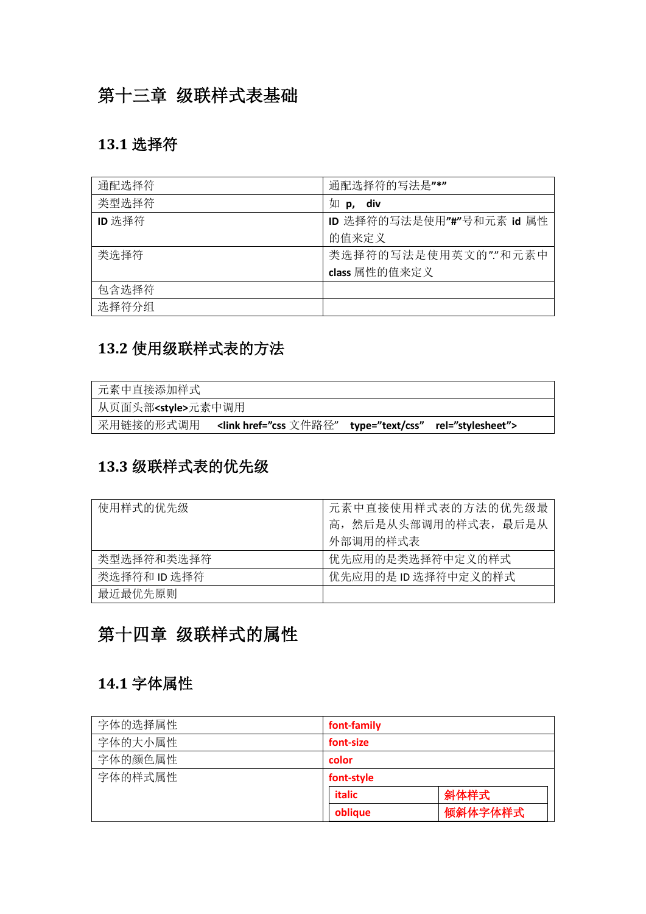# 第十三章 级联样式表基础

## 13.1 选择符

| 通配选择符 | 通配选择符的写法是"*" |
| --- | --- |
| 类型选择符 | 如 **p, div** |
| ID 选择符 | **ID** 选择符的写法是使用"#"号和元素 **id** 属性的值来定义 |
| 类选择符 | 类选择符的写法是使用英文的"."和元素中 **class** 属性的值来定义 |
| 包含选择符 | |
| 选择符分组 | |

## 13.2 使用级联样式表的方法

| 元素中直接添加样式 |
| --- |
| 从页面头部**<style>**元素中调用 |
| 采用链接的形式调用 **<link href="css 文件路径" type="text/css" rel="stylesheet">** |

## 13.3 级联样式表的优先级

| 使用样式的优先级 | 元素中直接使用样式表的方法的优先级最高，然后是从头部调用的样式表，最后是从外部调用的样式表 |
| --- | --- |
| 类型选择符和类选择符 | 优先应用的是类选择符中定义的样式 |
| 类选择符和 ID 选择符 | 优先应用的是 ID 选择符中定义的样式 |
| 最近最优先原则 | |

# 第十四章 级联样式的属性

## 14.1 字体属性

| 字体的选择属性 | **font-family** | |
| --- | --- | --- |
| 字体的大小属性 | **font-size** | |
| 字体的颜色属性 | **color** | |
| 字体的样式属性 | **font-style** | |
| | **italic** | **斜体样式** |
| | **oblique** | **倾斜体字体样式** |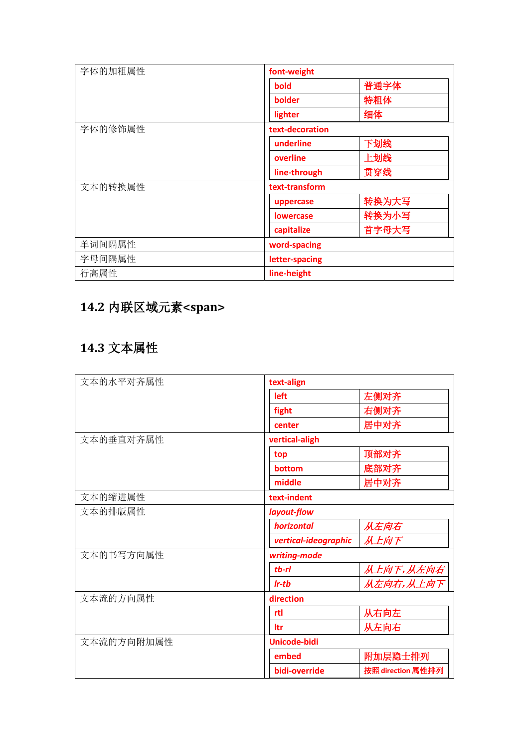<table>
<tr><td rowspan="4">字体的加粗属性</td><td colspan="2">font-weight</td></tr>
<tr><td>bold</td><td>普通字体</td></tr>
<tr><td>bolder</td><td>特粗体</td></tr>
<tr><td>lighter</td><td>细体</td></tr>
<tr><td rowspan="4">字体的修饰属性</td><td colspan="2">text-decoration</td></tr>
<tr><td>underline</td><td>下划线</td></tr>
<tr><td>overline</td><td>上划线</td></tr>
<tr><td>line-through</td><td>贯穿线</td></tr>
<tr><td rowspan="4">文本的转换属性</td><td colspan="2">text-transform</td></tr>
<tr><td>uppercase</td><td>转换为大写</td></tr>
<tr><td>lowercase</td><td>转换为小写</td></tr>
<tr><td>capitalize</td><td>首字母大写</td></tr>
<tr><td>单词间隔属性</td><td colspan="2">word-spacing</td></tr>
<tr><td>字母间隔属性</td><td colspan="2">letter-spacing</td></tr>
<tr><td>行高属性</td><td colspan="2">line-height</td></tr>
</table>

## 14.2 内联区域元素<span>

## 14.3 文本属性

<table>
<tr><td rowspan="4">文本的水平对齐属性</td><td colspan="2">text-align</td></tr>
<tr><td>left</td><td>左侧对齐</td></tr>
<tr><td>fight</td><td>右侧对齐</td></tr>
<tr><td>center</td><td>居中对齐</td></tr>
<tr><td rowspan="4">文本的垂直对齐属性</td><td colspan="2">vertical-aligh</td></tr>
<tr><td>top</td><td>顶部对齐</td></tr>
<tr><td>bottom</td><td>底部对齐</td></tr>
<tr><td>middle</td><td>居中对齐</td></tr>
<tr><td>文本的缩进属性</td><td colspan="2">text-indent</td></tr>
<tr><td rowspan="3">文本的排版属性</td><td colspan="2"><i>layout-flow</i></td></tr>
<tr><td><i>horizontal</i></td><td><i>从左向右</i></td></tr>
<tr><td><i>vertical-ideographic</i></td><td><i>从上向下</i></td></tr>
<tr><td rowspan="3">文本的书写方向属性</td><td colspan="2"><i>writing-mode</i></td></tr>
<tr><td><i>tb-rl</i></td><td><i>从上向下,从左向右</i></td></tr>
<tr><td><i>lr-tb</i></td><td><i>从左向右,从上向下</i></td></tr>
<tr><td rowspan="3">文本流的方向属性</td><td colspan="2">direction</td></tr>
<tr><td>rtl</td><td>从右向左</td></tr>
<tr><td>ltr</td><td>从左向右</td></tr>
<tr><td rowspan="3">文本流的方向附加属性</td><td colspan="2">Unicode-bidi</td></tr>
<tr><td>embed</td><td>附加层隐士排列</td></tr>
<tr><td>bidi-override</td><td>按照 direction 属性排列</td></tr>
</table>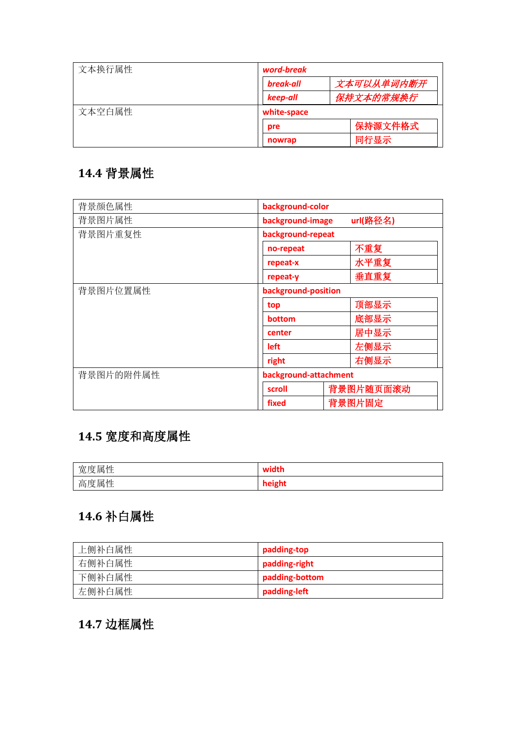| | | |
|---|---|---|
| 文本换行属性 | ***word-break*** | |
| | ***break-all*** | ***文本可以从单词内断开*** |
| | ***keep-all*** | ***保持文本的常规换行*** |
| 文本空白属性 | **white-space** | |
| | **pre** | **保持源文件格式** |
| | **nowrap** | **同行显示** |

## 14.4 背景属性

| | | |
|---|---|---|
| 背景颜色属性 | **background-color** | |
| 背景图片属性 | **background-image** | **url(路径名)** |
| 背景图片重复性 | **background-repeat** | |
| | **no-repeat** | **不重复** |
| | **repeat-x** | **水平重复** |
| | **repeat-y** | **垂直重复** |
| 背景图片位置属性 | **background-position** | |
| | **top** | **顶部显示** |
| | **bottom** | **底部显示** |
| | **center** | **居中显示** |
| | **left** | **左侧显示** |
| | **right** | **右侧显示** |
| 背景图片的附件属性 | **background-attachment** | |
| | **scroll** | **背景图片随页面滚动** |
| | **fixed** | **背景图片固定** |

## 14.5 宽度和高度属性

| | |
|---|---|
| 宽度属性 | **width** |
| 高度属性 | **height** |

## 14.6 补白属性

| | |
|---|---|
| 上侧补白属性 | **padding-top** |
| 右侧补白属性 | **padding-right** |
| 下侧补白属性 | **padding-bottom** |
| 左侧补白属性 | **padding-left** |

## 14.7 边框属性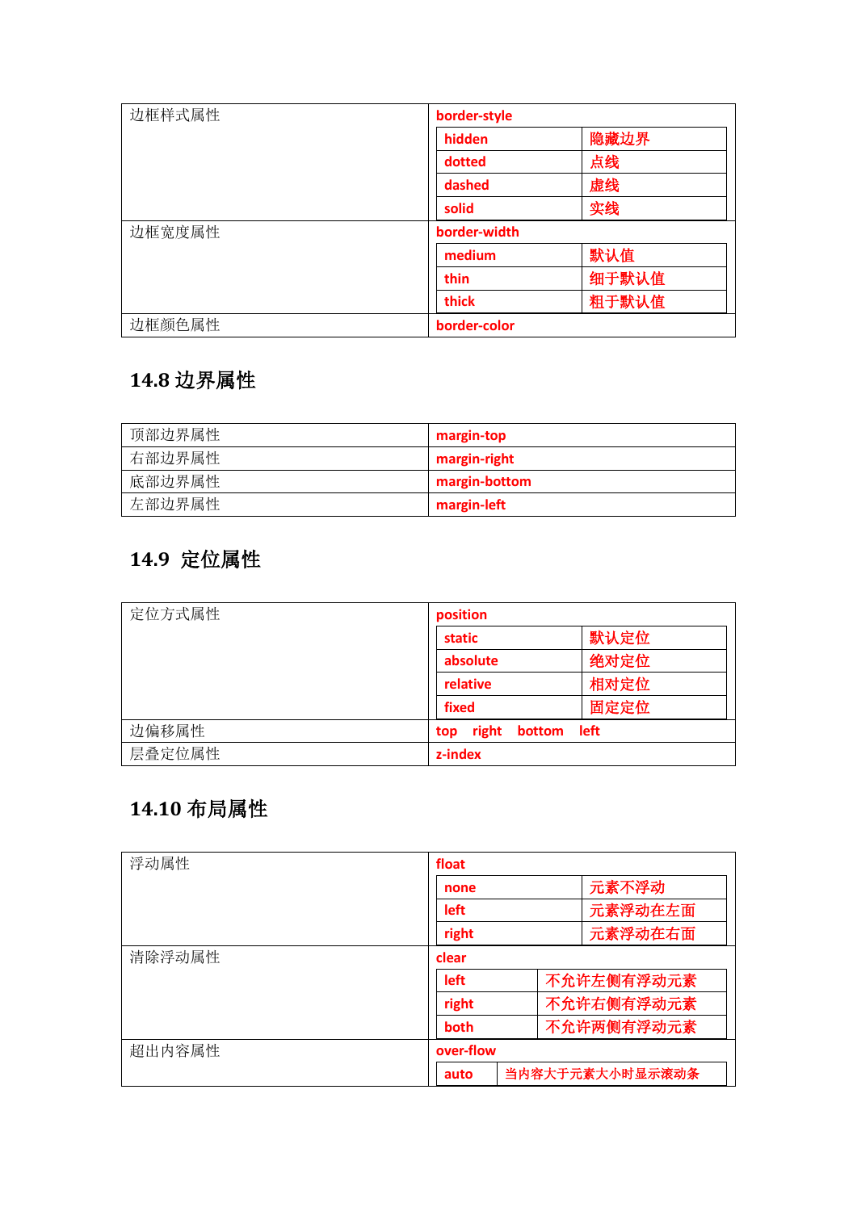| 边框样式属性 | border-style | |
|---|---|---|
| | hidden | 隐藏边界 |
| | dotted | 点线 |
| | dashed | 虚线 |
| | solid | 实线 |
| 边框宽度属性 | border-width | |
| | medium | 默认值 |
| | thin | 细于默认值 |
| | thick | 粗于默认值 |
| 边框颜色属性 | border-color | |

## 14.8 边界属性

| 顶部边界属性 | margin-top |
|---|---|
| 右部边界属性 | margin-right |
| 底部边界属性 | margin-bottom |
| 左部边界属性 | margin-left |

## 14.9 定位属性

| 定位方式属性 | position | |
|---|---|---|
| | static | 默认定位 |
| | absolute | 绝对定位 |
| | relative | 相对定位 |
| | fixed | 固定定位 |
| 边偏移属性 | top right bottom left | |
| 层叠定位属性 | z-index | |

## 14.10 布局属性

| 浮动属性 | float | |
|---|---|---|
| | none | 元素不浮动 |
| | left | 元素浮动在左面 |
| | right | 元素浮动在右面 |
| 清除浮动属性 | clear | |
| | left | 不允许左侧有浮动元素 |
| | right | 不允许右侧有浮动元素 |
| | both | 不允许两侧有浮动元素 |
| 超出内容属性 | over-flow | |
| | auto | 当内容大于元素大小时显示滚动条 |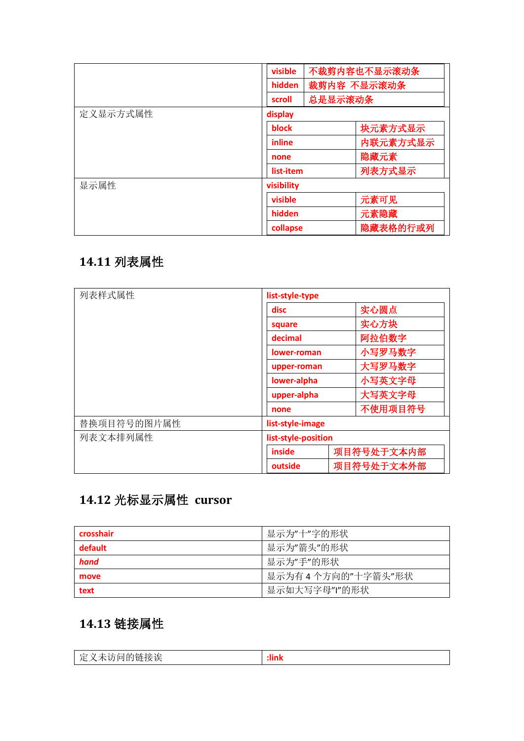| | |
|---|---|
| | visible 不裁剪内容也不显示滚动条<br>hidden 裁剪内容 不显示滚动条<br>scroll 总是显示滚动条 |
| 定义显示方式属性 | display<br>block 块元素方式显示<br>inline 内联元素方式显示<br>none 隐藏元素<br>list-item 列表方式显示 |
| 显示属性 | visibility<br>visible 元素可见<br>hidden 元素隐藏<br>collapse 隐藏表格的行或列 |

## 14.11 列表属性

| | |
|---|---|
| 列表样式属性 | list-style-type<br>disc 实心圆点<br>square 实心方块<br>decimal 阿拉伯数字<br>lower-roman 小写罗马数字<br>upper-roman 大写罗马数字<br>lower-alpha 小写英文字母<br>upper-alpha 大写英文字母<br>none 不使用项目符号 |
| 替换项目符号的图片属性 | list-style-image |
| 列表文本排列属性 | list-style-position<br>inside 项目符号处于文本内部<br>outside 项目符号处于文本外部 |

## 14.12 光标显示属性 cursor

| | |
|---|---|
| crosshair | 显示为"十"字的形状 |
| default | 显示为"箭头"的形状 |
| *hand* | 显示为"手"的形状 |
| move | 显示为有 4 个方向的"十字箭头"形状 |
| text | 显示如大写字母"I"的形状 |

## 14.13 链接属性

| | |
|---|---|
| 定义未访问的链接诶 | :link |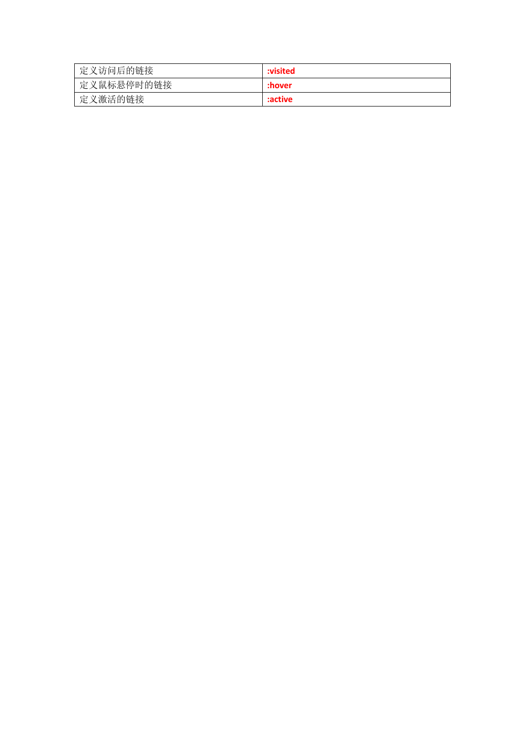| | |
|---|---|
| 定义访问后的链接 | **:visited** |
| 定义鼠标悬停时的链接 | **:hover** |
| 定义激活的链接 | **:active** |